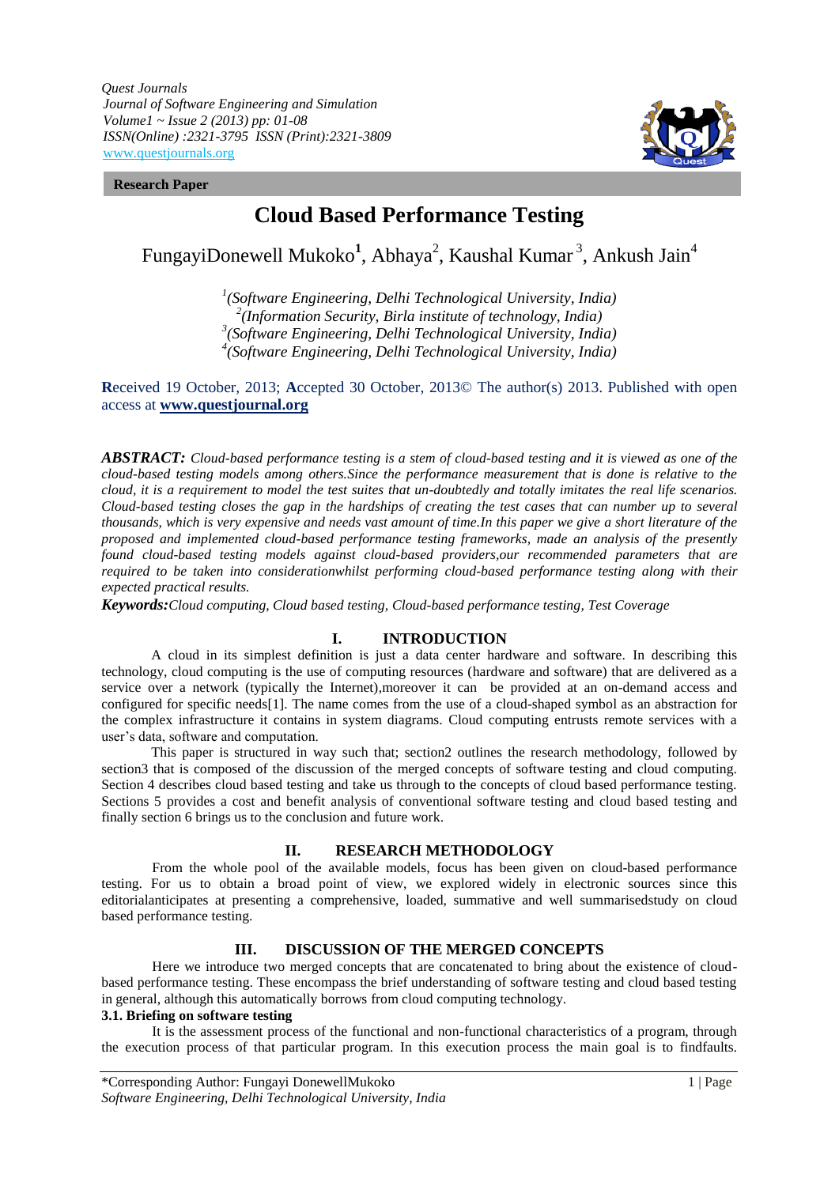**Research Paper**

# Cloud Based Performance Testing

FungayiDonewell Mukoko[1], Abhaya[2], Kaushal Kumar[3], Ankush Jain[4]

[1](*Software Engineering, Delhi Technological University, India*)
[2](*Information Security, Birla institute of technology, India*)
[3](*Software Engineering, Delhi Technological University, India*)
[4](*Software Engineering, Delhi Technological University, India*)

**R**eceived 19 October, 2013; **A**ccepted 30 October, 2013© The author(s) 2013. Published with open access at **www.questjournal.org**

***ABSTRACT:*** *Cloud-based performance testing is a stem of cloud-based testing and it is viewed as one of the cloud-based testing models among others.Since the performance measurement that is done is relative to the cloud, it is a requirement to model the test suites that un-doubtedly and totally imitates the real life scenarios. Cloud-based testing closes the gap in the hardships of creating the test cases that can number up to several thousands, which is very expensive and needs vast amount of time.In this paper we give a short literature of the proposed and implemented cloud-based performance testing frameworks, made an analysis of the presently found cloud-based testing models against cloud-based providers,our recommended parameters that are required to be taken into considerationwhilst performing cloud-based performance testing along with their expected practical results.*

***Keywords:****Cloud computing, Cloud based testing, Cloud-based performance testing, Test Coverage*

## I. INTRODUCTION

A cloud in its simplest definition is just a data center hardware and software. In describing this technology, cloud computing is the use of computing resources (hardware and software) that are delivered as a service over a network (typically the Internet),moreover it can be provided at an on-demand access and configured for specific needs[1]. The name comes from the use of a cloud-shaped symbol as an abstraction for the complex infrastructure it contains in system diagrams. Cloud computing entrusts remote services with a user's data, software and computation.

This paper is structured in way such that; section2 outlines the research methodology, followed by section3 that is composed of the discussion of the merged concepts of software testing and cloud computing. Section 4 describes cloud based testing and take us through to the concepts of cloud based performance testing. Sections 5 provides a cost and benefit analysis of conventional software testing and cloud based testing and finally section 6 brings us to the conclusion and future work.

## II. RESEARCH METHODOLOGY

From the whole pool of the available models, focus has been given on cloud-based performance testing. For us to obtain a broad point of view, we explored widely in electronic sources since this editorialanticipates at presenting a comprehensive, loaded, summative and well summarisedstudy on cloud based performance testing.

## III. DISCUSSION OF THE MERGED CONCEPTS

Here we introduce two merged concepts that are concatenated to bring about the existence of cloud-based performance testing. These encompass the brief understanding of software testing and cloud based testing in general, although this automatically borrows from cloud computing technology.

### 3.1. Briefing on software testing

It is the assessment process of the functional and non-functional characteristics of a program, through the execution process of that particular program. In this execution process the main goal is to findfaults.

*Corresponding Author: Fungayi DonewellMukoko
*Software Engineering, Delhi Technological University, India*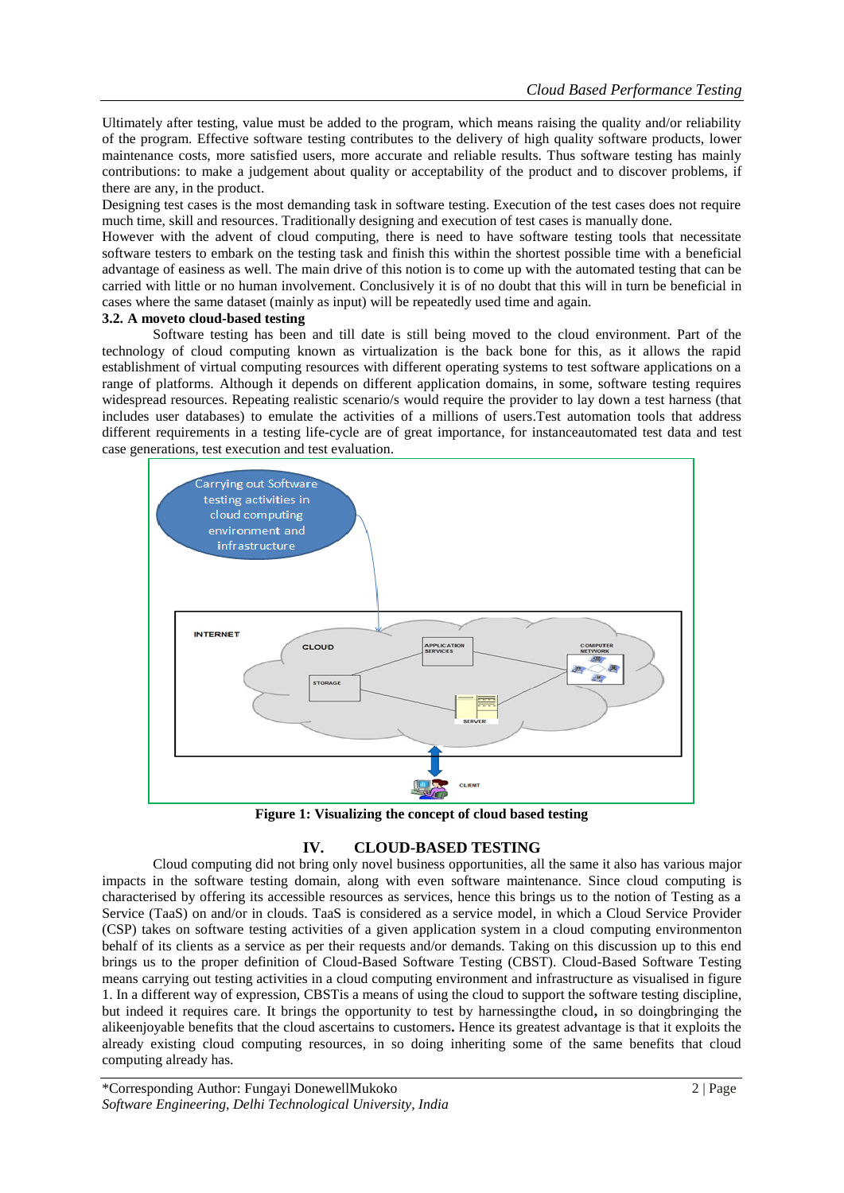Ultimately after testing, value must be added to the program, which means raising the quality and/or reliability of the program. Effective software testing contributes to the delivery of high quality software products, lower maintenance costs, more satisfied users, more accurate and reliable results. Thus software testing has mainly contributions: to make a judgement about quality or acceptability of the product and to discover problems, if there are any, in the product.

Designing test cases is the most demanding task in software testing. Execution of the test cases does not require much time, skill and resources. Traditionally designing and execution of test cases is manually done.

However with the advent of cloud computing, there is need to have software testing tools that necessitate software testers to embark on the testing task and finish this within the shortest possible time with a beneficial advantage of easiness as well. The main drive of this notion is to come up with the automated testing that can be carried with little or no human involvement. Conclusively it is of no doubt that this will in turn be beneficial in cases where the same dataset (mainly as input) will be repeatedly used time and again.

### 3.2. A moveto cloud-based testing

Software testing has been and till date is still being moved to the cloud environment. Part of the technology of cloud computing known as virtualization is the back bone for this, as it allows the rapid establishment of virtual computing resources with different operating systems to test software applications on a range of platforms. Although it depends on different application domains, in some, software testing requires widespread resources. Repeating realistic scenario/s would require the provider to lay down a test harness (that includes user databases) to emulate the activities of a millions of users.Test automation tools that address different requirements in a testing life-cycle are of great importance, for instanceautomated test data and test case generations, test execution and test evaluation.

**Figure 1: Visualizing the concept of cloud based testing**

## IV. CLOUD-BASED TESTING

Cloud computing did not bring only novel business opportunities, all the same it also has various major impacts in the software testing domain, along with even software maintenance. Since cloud computing is characterised by offering its accessible resources as services, hence this brings us to the notion of Testing as a Service (TaaS) on and/or in clouds. TaaS is considered as a service model, in which a Cloud Service Provider (CSP) takes on software testing activities of a given application system in a cloud computing environmenton behalf of its clients as a service as per their requests and/or demands. Taking on this discussion up to this end brings us to the proper definition of Cloud-Based Software Testing (CBST). Cloud-Based Software Testing means carrying out testing activities in a cloud computing environment and infrastructure as visualised in figure 1. In a different way of expression, CBSTis a means of using the cloud to support the software testing discipline, but indeed it requires care. It brings the opportunity to test by harnessingthe cloud**,** in so doingbringing the alikeenjoyable benefits that the cloud ascertains to customers**.** Hence its greatest advantage is that it exploits the already existing cloud computing resources, in so doing inheriting some of the same benefits that cloud computing already has.

*Corresponding Author: Fungayi DonewellMukoko
*Software Engineering, Delhi Technological University, India*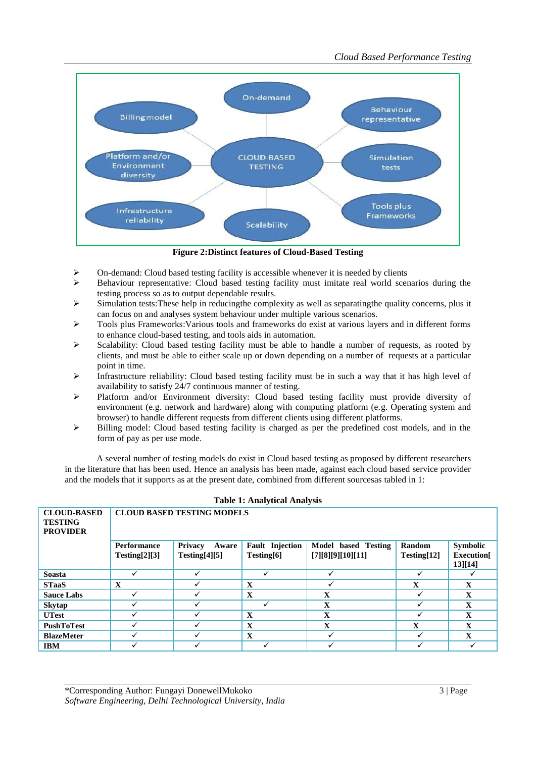**Figure 2:Distinct features of Cloud-Based Testing**

- On-demand: Cloud based testing facility is accessible whenever it is needed by clients
- Behaviour representative: Cloud based testing facility must imitate real world scenarios during the testing process so as to output dependable results.
- Simulation tests:These help in reducingthe complexity as well as separatingthe quality concerns, plus it can focus on and analyses system behaviour under multiple various scenarios.
- Tools plus Frameworks:Various tools and frameworks do exist at various layers and in different forms to enhance cloud-based testing, and tools aids in automation.
- Scalability: Cloud based testing facility must be able to handle a number of requests, as rooted by clients, and must be able to either scale up or down depending on a number of requests at a particular point in time.
- Infrastructure reliability: Cloud based testing facility must be in such a way that it has high level of availability to satisfy 24/7 continuous manner of testing.
- Platform and/or Environment diversity: Cloud based testing facility must provide diversity of environment (e.g. network and hardware) along with computing platform (e.g. Operating system and browser) to handle different requests from different clients using different platforms.
- Billing model: Cloud based testing facility is charged as per the predefined cost models, and in the form of pay as per use mode.

A several number of testing models do exist in Cloud based testing as proposed by different researchers in the literature that has been used. Hence an analysis has been made, against each cloud based service provider and the models that it supports as at the present date, combined from different sourcesas tabled in 1:

**Table 1: Analytical Analysis**

| CLOUD-BASED TESTING PROVIDER | CLOUD BASED TESTING MODELS | | | | | |
|---|---|---|---|---|---|---|
| | Performance Testing[2][3] | Privacy Aware Testing[4][5] | Fault Injection Testing[6] | Model based Testing [7][8][9][10][11] | Random Testing[12] | Symbolic Execution[13][14] |
| Soasta | ✓ | ✓ | ✓ | ✓ | ✓ | ✓ |
| STaaS | X | ✓ | X | ✓ | X | X |
| Sauce Labs | ✓ | ✓ | X | X | ✓ | X |
| Skytap | ✓ | ✓ | ✓ | X | ✓ | X |
| UTest | ✓ | ✓ | X | X | ✓ | X |
| PushToTest | ✓ | ✓ | X | X | X | X |
| BlazeMeter | ✓ | ✓ | X | ✓ | ✓ | X |
| IBM | ✓ | ✓ | ✓ | ✓ | ✓ | ✓ |

*Corresponding Author: Fungayi DonewellMukoko
*Software Engineering, Delhi Technological University, India*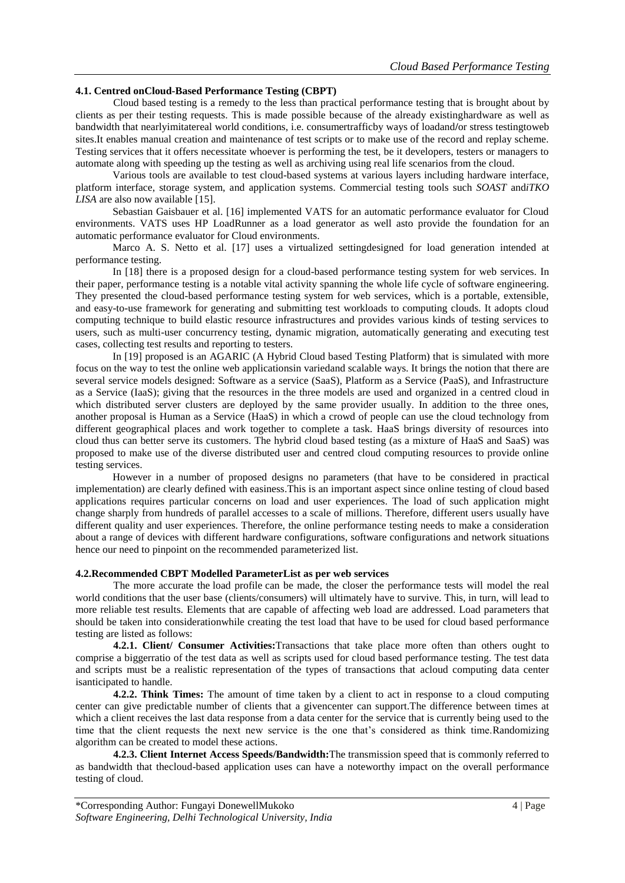### 4.1. Centred onCloud-Based Performance Testing (CBPT)

Cloud based testing is a remedy to the less than practical performance testing that is brought about by clients as per their testing requests. This is made possible because of the already existinghardware as well as bandwidth that nearlyimitatereal world conditions, i.e. consumertrafficby ways of loadand/or stress testingtoweb sites.It enables manual creation and maintenance of test scripts or to make use of the record and replay scheme. Testing services that it offers necessitate whoever is performing the test, be it developers, testers or managers to automate along with speeding up the testing as well as archiving using real life scenarios from the cloud.

Various tools are available to test cloud-based systems at various layers including hardware interface, platform interface, storage system, and application systems. Commercial testing tools such *SOAST* and*iTKO LISA* are also now available [15].

Sebastian Gaisbauer et al. [16] implemented VATS for an automatic performance evaluator for Cloud environments. VATS uses HP LoadRunner as a load generator as well asto provide the foundation for an automatic performance evaluator for Cloud environments.

Marco A. S. Netto et al. [17] uses a virtualized settingdesigned for load generation intended at performance testing.

In [18] there is a proposed design for a cloud-based performance testing system for web services. In their paper, performance testing is a notable vital activity spanning the whole life cycle of software engineering. They presented the cloud-based performance testing system for web services, which is a portable, extensible, and easy-to-use framework for generating and submitting test workloads to computing clouds. It adopts cloud computing technique to build elastic resource infrastructures and provides various kinds of testing services to users, such as multi-user concurrency testing, dynamic migration, automatically generating and executing test cases, collecting test results and reporting to testers.

In [19] proposed is an AGARIC (A Hybrid Cloud based Testing Platform) that is simulated with more focus on the way to test the online web applicationsin variedand scalable ways. It brings the notion that there are several service models designed: Software as a service (SaaS), Platform as a Service (PaaS), and Infrastructure as a Service (IaaS); giving that the resources in the three models are used and organized in a centred cloud in which distributed server clusters are deployed by the same provider usually. In addition to the three ones, another proposal is Human as a Service (HaaS) in which a crowd of people can use the cloud technology from different geographical places and work together to complete a task. HaaS brings diversity of resources into cloud thus can better serve its customers. The hybrid cloud based testing (as a mixture of HaaS and SaaS) was proposed to make use of the diverse distributed user and centred cloud computing resources to provide online testing services.

However in a number of proposed designs no parameters (that have to be considered in practical implementation) are clearly defined with easiness.This is an important aspect since online testing of cloud based applications requires particular concerns on load and user experiences. The load of such application might change sharply from hundreds of parallel accesses to a scale of millions. Therefore, different users usually have different quality and user experiences. Therefore, the online performance testing needs to make a consideration about a range of devices with different hardware configurations, software configurations and network situations hence our need to pinpoint on the recommended parameterized list.

### 4.2.Recommended CBPT Modelled ParameterList as per web services

The more accurate the load profile can be made, the closer the performance tests will model the real world conditions that the user base (clients/consumers) will ultimately have to survive. This, in turn, will lead to more reliable test results. Elements that are capable of affecting web load are addressed. Load parameters that should be taken into considerationwhile creating the test load that have to be used for cloud based performance testing are listed as follows:

**4.2.1. Client/ Consumer Activities:**Transactions that take place more often than others ought to comprise a biggerratio of the test data as well as scripts used for cloud based performance testing. The test data and scripts must be a realistic representation of the types of transactions that acloud computing data center isanticipated to handle.

**4.2.2. Think Times:** The amount of time taken by a client to act in response to a cloud computing center can give predictable number of clients that a givencenter can support.The difference between times at which a client receives the last data response from a data center for the service that is currently being used to the time that the client requests the next new service is the one that's considered as think time.Randomizing algorithm can be created to model these actions.

**4.2.3. Client Internet Access Speeds/Bandwidth:**The transmission speed that is commonly referred to as bandwidth that thecloud-based application uses can have a noteworthy impact on the overall performance testing of cloud.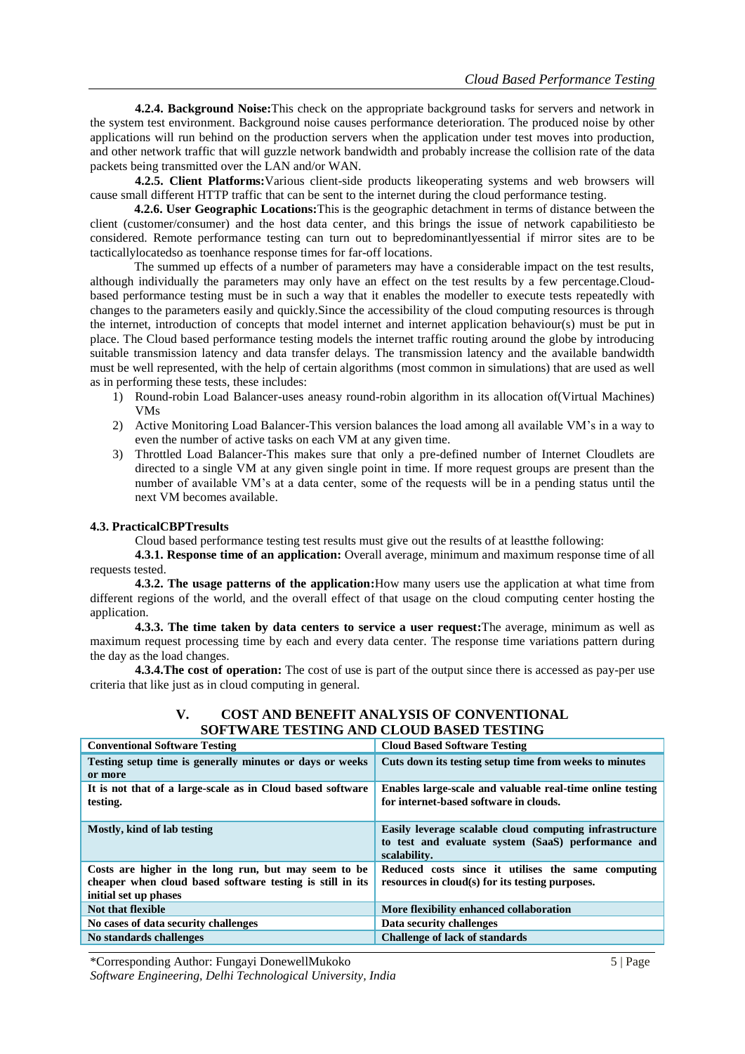**4.2.4. Background Noise:**This check on the appropriate background tasks for servers and network in the system test environment. Background noise causes performance deterioration. The produced noise by other applications will run behind on the production servers when the application under test moves into production, and other network traffic that will guzzle network bandwidth and probably increase the collision rate of the data packets being transmitted over the LAN and/or WAN.

**4.2.5. Client Platforms:**Various client-side products likeoperating systems and web browsers will cause small different HTTP traffic that can be sent to the internet during the cloud performance testing.

**4.2.6. User Geographic Locations:**This is the geographic detachment in terms of distance between the client (customer/consumer) and the host data center, and this brings the issue of network capabilitiesto be considered. Remote performance testing can turn out to bepredominantlyessential if mirror sites are to be tacticallylocatedso as toenhance response times for far-off locations.

The summed up effects of a number of parameters may have a considerable impact on the test results, although individually the parameters may only have an effect on the test results by a few percentage.Cloud-based performance testing must be in such a way that it enables the modeller to execute tests repeatedly with changes to the parameters easily and quickly.Since the accessibility of the cloud computing resources is through the internet, introduction of concepts that model internet and internet application behaviour(s) must be put in place. The Cloud based performance testing models the internet traffic routing around the globe by introducing suitable transmission latency and data transfer delays. The transmission latency and the available bandwidth must be well represented, with the help of certain algorithms (most common in simulations) that are used as well as in performing these tests, these includes:

1) Round-robin Load Balancer-uses aneasy round-robin algorithm in its allocation of(Virtual Machines) VMs
2) Active Monitoring Load Balancer-This version balances the load among all available VM's in a way to even the number of active tasks on each VM at any given time.
3) Throttled Load Balancer-This makes sure that only a pre-defined number of Internet Cloudlets are directed to a single VM at any given single point in time. If more request groups are present than the number of available VM's at a data center, some of the requests will be in a pending status until the next VM becomes available.

**4.3. PracticalCBPTresults**

Cloud based performance testing test results must give out the results of at leastthe following:

**4.3.1. Response time of an application:** Overall average, minimum and maximum response time of all requests tested.

**4.3.2. The usage patterns of the application:**How many users use the application at what time from different regions of the world, and the overall effect of that usage on the cloud computing center hosting the application.

**4.3.3. The time taken by data centers to service a user request:**The average, minimum as well as maximum request processing time by each and every data center. The response time variations pattern during the day as the load changes.

**4.3.4.The cost of operation:** The cost of use is part of the output since there is accessed as pay-per use criteria that like just as in cloud computing in general.

## V. COST AND BENEFIT ANALYSIS OF CONVENTIONAL SOFTWARE TESTING AND CLOUD BASED TESTING

| Conventional Software Testing | Cloud Based Software Testing |
|---|---|
| Testing setup time is generally minutes or days or weeks or more | Cuts down its testing setup time from weeks to minutes |
| It is not that of a large-scale as in Cloud based software testing. | Enables large-scale and valuable real-time online testing for internet-based software in clouds. |
| Mostly, kind of lab testing | Easily leverage scalable cloud computing infrastructure to test and evaluate system (SaaS) performance and scalability. |
| Costs are higher in the long run, but may seem to be cheaper when cloud based software testing is still in its initial set up phases | Reduced costs since it utilises the same computing resources in cloud(s) for its testing purposes. |
| Not that flexible | More flexibility enhanced collaboration |
| No cases of data security challenges | Data security challenges |
| No standards challenges | Challenge of lack of standards |

\*Corresponding Author: Fungayi DonewellMukoko

*Software Engineering, Delhi Technological University, India*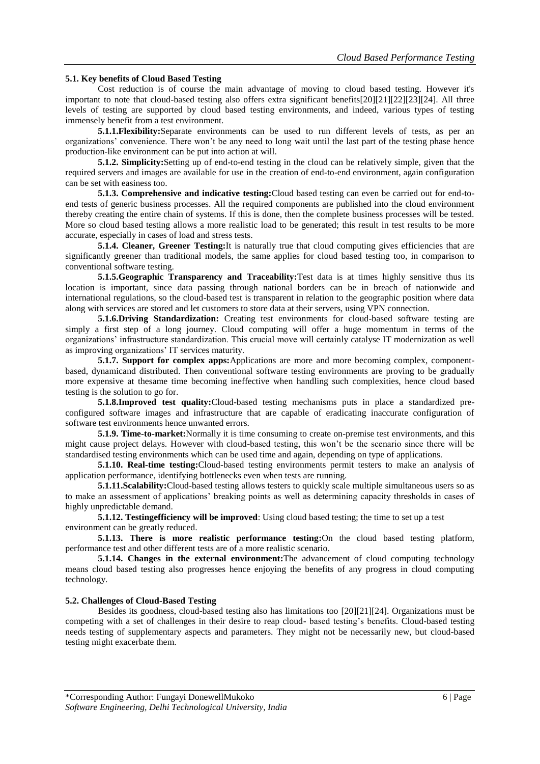### 5.1. Key benefits of Cloud Based Testing

Cost reduction is of course the main advantage of moving to cloud based testing. However it's important to note that cloud-based testing also offers extra significant benefits[20][21][22][23][24]. All three levels of testing are supported by cloud based testing environments, and indeed, various types of testing immensely benefit from a test environment.

**5.1.1.Flexibility:**Separate environments can be used to run different levels of tests, as per an organizations' convenience. There won't be any need to long wait until the last part of the testing phase hence production-like environment can be put into action at will.

**5.1.2. Simplicity:**Setting up of end-to-end testing in the cloud can be relatively simple, given that the required servers and images are available for use in the creation of end-to-end environment, again configuration can be set with easiness too.

**5.1.3. Comprehensive and indicative testing:**Cloud based testing can even be carried out for end-to-end tests of generic business processes. All the required components are published into the cloud environment thereby creating the entire chain of systems. If this is done, then the complete business processes will be tested. More so cloud based testing allows a more realistic load to be generated; this result in test results to be more accurate, especially in cases of load and stress tests.

**5.1.4. Cleaner, Greener Testing:**It is naturally true that cloud computing gives efficiencies that are significantly greener than traditional models, the same applies for cloud based testing too, in comparison to conventional software testing.

**5.1.5.Geographic Transparency and Traceability:**Test data is at times highly sensitive thus its location is important, since data passing through national borders can be in breach of nationwide and international regulations, so the cloud-based test is transparent in relation to the geographic position where data along with services are stored and let customers to store data at their servers, using VPN connection.

**5.1.6.Driving Standardization:** Creating test environments for cloud-based software testing are simply a first step of a long journey. Cloud computing will offer a huge momentum in terms of the organizations' infrastructure standardization. This crucial move will certainly catalyse IT modernization as well as improving organizations' IT services maturity.

**5.1.7. Support for complex apps:**Applications are more and more becoming complex, component-based, dynamicand distributed. Then conventional software testing environments are proving to be gradually more expensive at thesame time becoming ineffective when handling such complexities, hence cloud based testing is the solution to go for.

**5.1.8.Improved test quality:**Cloud-based testing mechanisms puts in place a standardized pre-configured software images and infrastructure that are capable of eradicating inaccurate configuration of software test environments hence unwanted errors.

**5.1.9. Time-to-market:**Normally it is time consuming to create on-premise test environments, and this might cause project delays. However with cloud-based testing, this won't be the scenario since there will be standardised testing environments which can be used time and again, depending on type of applications.

**5.1.10. Real-time testing:**Cloud-based testing environments permit testers to make an analysis of application performance, identifying bottlenecks even when tests are running.

**5.1.11.Scalability:**Cloud-based testing allows testers to quickly scale multiple simultaneous users so as to make an assessment of applications' breaking points as well as determining capacity thresholds in cases of highly unpredictable demand.

**5.1.12. Testingefficiency will be improved**: Using cloud based testing; the time to set up a test environment can be greatly reduced.

**5.1.13. There is more realistic performance testing:**On the cloud based testing platform, performance test and other different tests are of a more realistic scenario.

**5.1.14. Changes in the external environment:**The advancement of cloud computing technology means cloud based testing also progresses hence enjoying the benefits of any progress in cloud computing technology.

### 5.2. Challenges of Cloud-Based Testing

Besides its goodness, cloud-based testing also has limitations too [20][21][24]. Organizations must be competing with a set of challenges in their desire to reap cloud- based testing's benefits. Cloud-based testing needs testing of supplementary aspects and parameters. They might not be necessarily new, but cloud-based testing might exacerbate them.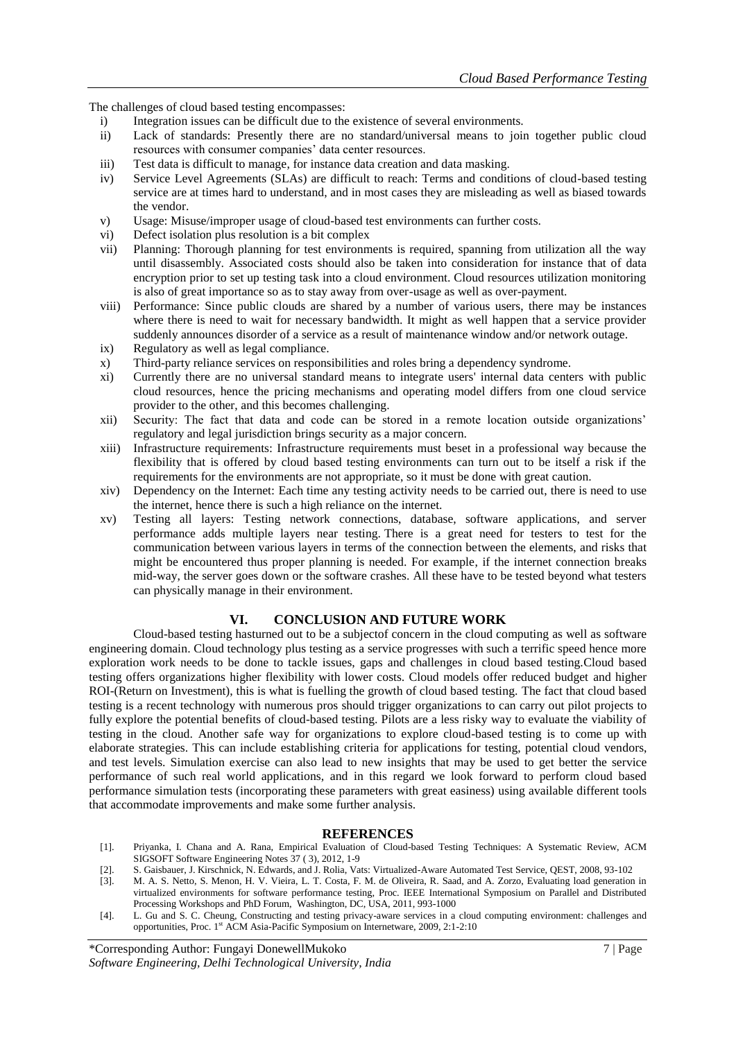The challenges of cloud based testing encompasses:

i) Integration issues can be difficult due to the existence of several environments.
ii) Lack of standards: Presently there are no standard/universal means to join together public cloud resources with consumer companies' data center resources.
iii) Test data is difficult to manage, for instance data creation and data masking.
iv) Service Level Agreements (SLAs) are difficult to reach: Terms and conditions of cloud-based testing service are at times hard to understand, and in most cases they are misleading as well as biased towards the vendor.
v) Usage: Misuse/improper usage of cloud-based test environments can further costs.
vi) Defect isolation plus resolution is a bit complex
vii) Planning: Thorough planning for test environments is required, spanning from utilization all the way until disassembly. Associated costs should also be taken into consideration for instance that of data encryption prior to set up testing task into a cloud environment. Cloud resources utilization monitoring is also of great importance so as to stay away from over-usage as well as over-payment.
viii) Performance: Since public clouds are shared by a number of various users, there may be instances where there is need to wait for necessary bandwidth. It might as well happen that a service provider suddenly announces disorder of a service as a result of maintenance window and/or network outage.
ix) Regulatory as well as legal compliance.
x) Third-party reliance services on responsibilities and roles bring a dependency syndrome.
xi) Currently there are no universal standard means to integrate users' internal data centers with public cloud resources, hence the pricing mechanisms and operating model differs from one cloud service provider to the other, and this becomes challenging.
xii) Security: The fact that data and code can be stored in a remote location outside organizations' regulatory and legal jurisdiction brings security as a major concern.
xiii) Infrastructure requirements: Infrastructure requirements must beset in a professional way because the flexibility that is offered by cloud based testing environments can turn out to be itself a risk if the requirements for the environments are not appropriate, so it must be done with great caution.
xiv) Dependency on the Internet: Each time any testing activity needs to be carried out, there is need to use the internet, hence there is such a high reliance on the internet.
xv) Testing all layers: Testing network connections, database, software applications, and server performance adds multiple layers near testing. There is a great need for testers to test for the communication between various layers in terms of the connection between the elements, and risks that might be encountered thus proper planning is needed. For example, if the internet connection breaks mid-way, the server goes down or the software crashes. All these have to be tested beyond what testers can physically manage in their environment.

## VI. CONCLUSION AND FUTURE WORK

Cloud-based testing hasturned out to be a subjectof concern in the cloud computing as well as software engineering domain. Cloud technology plus testing as a service progresses with such a terrific speed hence more exploration work needs to be done to tackle issues, gaps and challenges in cloud based testing.Cloud based testing offers organizations higher flexibility with lower costs. Cloud models offer reduced budget and higher ROI-(Return on Investment), this is what is fuelling the growth of cloud based testing. The fact that cloud based testing is a recent technology with numerous pros should trigger organizations to can carry out pilot projects to fully explore the potential benefits of cloud-based testing. Pilots are a less risky way to evaluate the viability of testing in the cloud. Another safe way for organizations to explore cloud-based testing is to come up with elaborate strategies. This can include establishing criteria for applications for testing, potential cloud vendors, and test levels. Simulation exercise can also lead to new insights that may be used to get better the service performance of such real world applications, and in this regard we look forward to perform cloud based performance simulation tests (incorporating these parameters with great easiness) using available different tools that accommodate improvements and make some further analysis.

## REFERENCES

[1]. Priyanka, I. Chana and A. Rana, Empirical Evaluation of Cloud-based Testing Techniques: A Systematic Review, ACM SIGSOFT Software Engineering Notes 37 ( 3), 2012, 1-9

[2]. S. Gaisbauer, J. Kirschnick, N. Edwards, and J. Rolia, Vats: Virtualized-Aware Automated Test Service, QEST, 2008, 93-102

[3]. M. A. S. Netto, S. Menon, H. V. Vieira, L. T. Costa, F. M. de Oliveira, R. Saad, and A. Zorzo, Evaluating load generation in virtualized environments for software performance testing, Proc. IEEE International Symposium on Parallel and Distributed Processing Workshops and PhD Forum, Washington, DC, USA, 2011, 993-1000

[4]. L. Gu and S. C. Cheung, Constructing and testing privacy-aware services in a cloud computing environment: challenges and opportunities, Proc. 1st ACM Asia-Pacific Symposium on Internetware, 2009, 2:1-2:10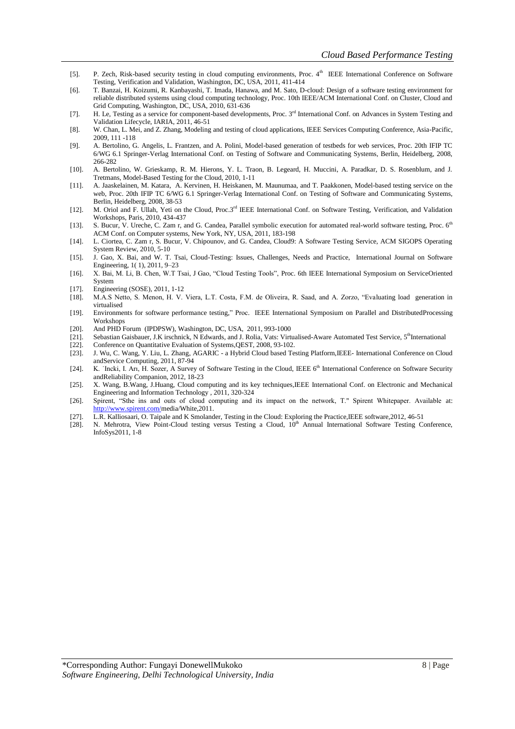[5]. P. Zech, Risk-based security testing in cloud computing environments, Proc. 4th IEEE International Conference on Software Testing, Verification and Validation, Washington, DC, USA, 2011, 411-414

[6]. T. Banzai, H. Koizumi, R. Kanbayashi, T. Imada, Hanawa, and M. Sato, D-cloud: Design of a software testing environment for reliable distributed systems using cloud computing technology, Proc. 10th IEEE/ACM International Conf. on Cluster, Cloud and Grid Computing, Washington, DC, USA, 2010, 631-636

[7]. H. Le, Testing as a service for component-based developments, Proc. 3rd International Conf. on Advances in System Testing and Validation Lifecycle, IARIA, 2011, 46-51

[8]. W. Chan, L. Mei, and Z. Zhang, Modeling and testing of cloud applications, IEEE Services Computing Conference, Asia-Pacific, 2009, 111 -118

[9]. A. Bertolino, G. Angelis, L. Frantzen, and A. Polini, Model-based generation of testbeds for web services, Proc. 20th IFIP TC 6/WG 6.1 Springer-Verlag International Conf. on Testing of Software and Communicating Systems, Berlin, Heidelberg, 2008, 266-282

[10]. A. Bertolino, W. Grieskamp, R. M. Hierons, Y. L. Traon, B. Legeard, H. Muccini, A. Paradkar, D. S. Rosenblum, and J. Tretmans, Model-Based Testing for the Cloud, 2010, 1-11

[11]. A. Jaaskelainen, M. Katara, A. Kervinen, H. Heiskanen, M. Maunumaa, and T. Paakkonen, Model-based testing service on the web, Proc. 20th IFIP TC 6/WG 6.1 Springer-Verlag International Conf. on Testing of Software and Communicating Systems, Berlin, Heidelberg, 2008, 38-53

[12]. M. Oriol and F. Ullah, Yeti on the Cloud, Proc.3rd IEEE International Conf. on Software Testing, Verification, and Validation Workshops, Paris, 2010, 434-437

[13]. S. Bucur, V. Ureche, C. Zam r, and G. Candea, Parallel symbolic execution for automated real-world software testing, Proc. 6th ACM Conf. on Computer systems, New York, NY, USA, 2011, 183-198

[14]. L. Ciortea, C. Zam r, S. Bucur, V. Chipounov, and G. Candea, Cloud9: A Software Testing Service, ACM SIGOPS Operating System Review, 2010, 5-10

[15]. J. Gao, X. Bai, and W. T. Tsai, Cloud-Testing: Issues, Challenges, Needs and Practice, International Journal on Software Engineering, 1( 1), 2011, 9–23

[16]. X. Bai, M. Li, B. Chen, W.T Tsai, J Gao, "Cloud Testing Tools", Proc. 6th IEEE International Symposium on ServiceOriented System

[17]. Engineering (SOSE), 2011, 1-12

[18]. M.A.S Netto, S. Menon, H. V. Viera, L.T. Costa, F.M. de Oliveira, R. Saad, and A. Zorzo, "Evaluating load generation in virtualised

[19]. Environments for software performance testing," Proc. IEEE International Symposium on Parallel and DistributedProcessing Workshops

[20]. And PHD Forum (IPDPSW), Washington, DC, USA, 2011, 993-1000

[21]. Sebastian Gaisbauer, J.K irschnick, N Edwards, and J. Rolia, Vats: Virtualised-Aware Automated Test Service, 5thInternational

[22]. Conference on Quantitative Evaluation of Systems,QEST, 2008, 93-102.

[23]. J. Wu, C. Wang, Y. Liu, L. Zhang, AGARIC - a Hybrid Cloud based Testing Platform,IEEE- International Conference on Cloud andService Computing, 2011, 87-94

[24]. K. ˙Incki, I. Arı, H. Sozer, A Survey of Software Testing in the Cloud, IEEE 6th International Conference on Software Security andReliability Companion, 2012, 18-23

[25]. X. Wang, B.Wang, J.Huang, Cloud computing and its key techniques,IEEE International Conf. on Electronic and Mechanical Engineering and Information Technology , 2011, 320-324

[26]. Spirent, "Sthe ins and outs of cloud computing and its impact on the network, T." Spirent Whitepaper. Available at: http://www.spirent.com/media/White,2011.

[27]. L.R. Kalliosaari, O. Taipale and K Smolander, Testing in the Cloud: Exploring the Practice,IEEE software,2012, 46-51

[28]. N. Mehrotra, View Point-Cloud testing versus Testing a Cloud, 10th Annual International Software Testing Conference, InfoSys2011, 1-8